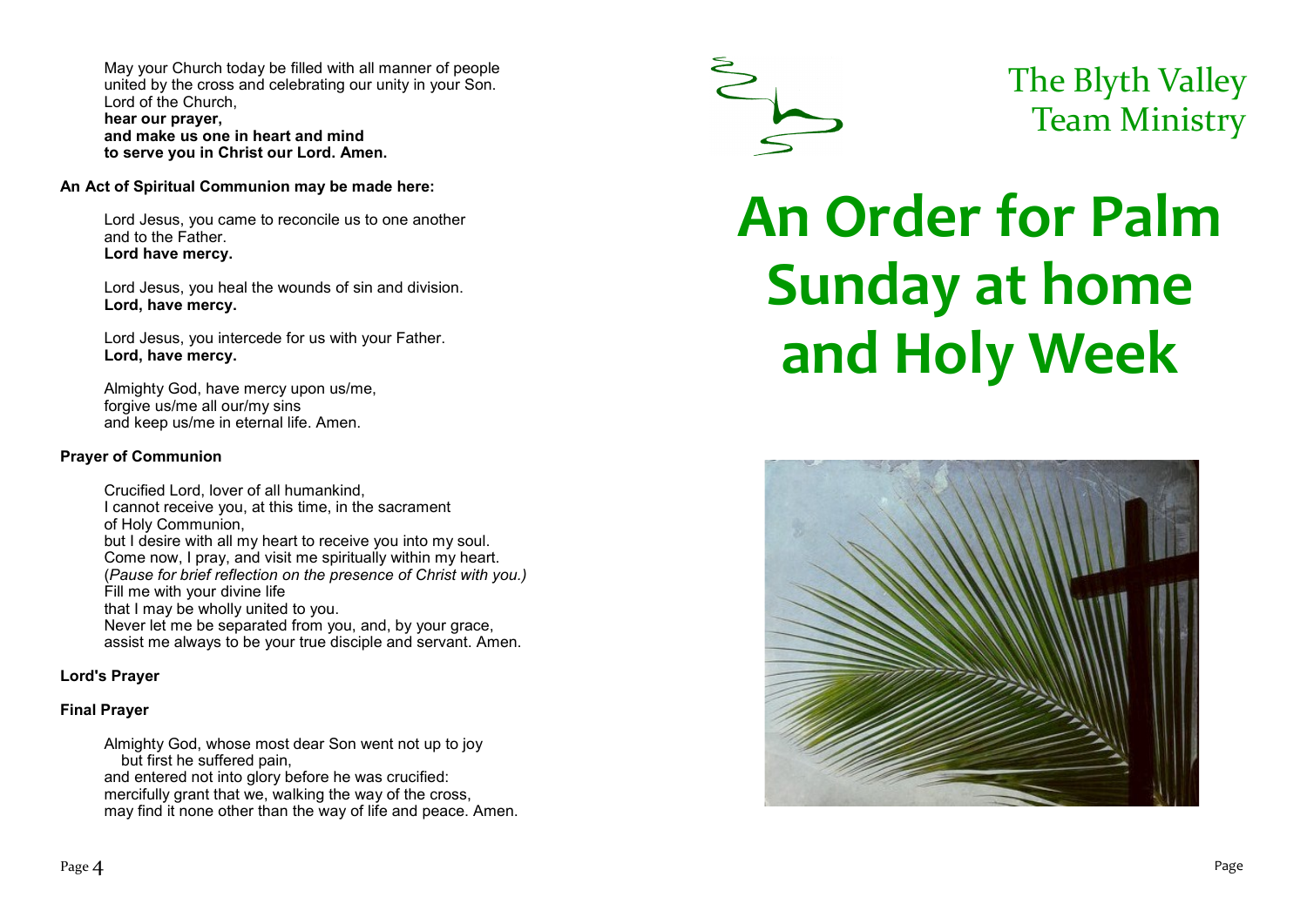May your Church today be filled with all manner of people
united by the cross and celebrating our unity in your Son.
Lord of the Church,
**hear our prayer,**
**and make us one in heart and mind**
**to serve you in Christ our Lord. Amen.**

**An Act of Spiritual Communion may be made here:**

Lord Jesus, you came to reconcile us to one another
and to the Father.
**Lord have mercy.**

Lord Jesus, you heal the wounds of sin and division.
**Lord, have mercy.**

Lord Jesus, you intercede for us with your Father.
**Lord, have mercy.**

Almighty God, have mercy upon us/me,
forgive us/me all our/my sins
and keep us/me in eternal life. Amen.

**Prayer of Communion**

Crucified Lord, lover of all humankind,
I cannot receive you, at this time, in the sacrament
of Holy Communion,
but I desire with all my heart to receive you into my soul.
Come now, I pray, and visit me spiritually within my heart.
(*Pause for brief reflection on the presence of Christ with you.)*
Fill me with your divine life
that I may be wholly united to you.
Never let me be separated from you, and, by your grace,
assist me always to be your true disciple and servant. Amen.

**Lord's Prayer**

**Final Prayer**

Almighty God, whose most dear Son went not up to joy
but first he suffered pain,
and entered not into glory before he was crucified:
mercifully grant that we, walking the way of the cross,
may find it none other than the way of life and peace. Amen.

The Blyth Valley
Team Ministry

# An Order for Palm Sunday at home and Holy Week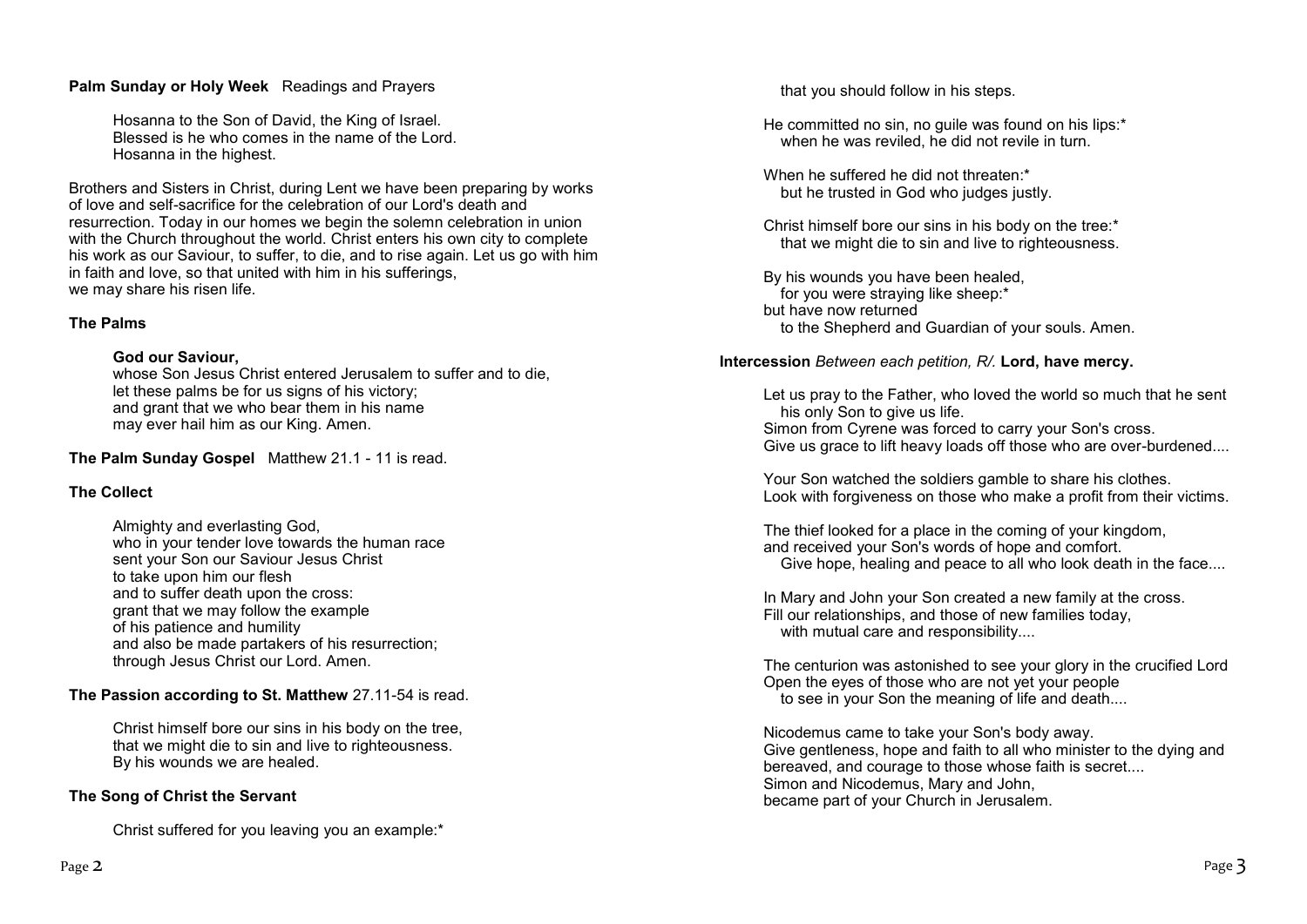**Palm Sunday or Holy Week** Readings and Prayers

Hosanna to the Son of David, the King of Israel.
Blessed is he who comes in the name of the Lord.
Hosanna in the highest.

Brothers and Sisters in Christ, during Lent we have been preparing by works of love and self-sacrifice for the celebration of our Lord's death and resurrection. Today in our homes we begin the solemn celebration in union with the Church throughout the world. Christ enters his own city to complete his work as our Saviour, to suffer, to die, and to rise again. Let us go with him in faith and love, so that united with him in his sufferings,
we may share his risen life.

**The Palms**

**God our Saviour,**
whose Son Jesus Christ entered Jerusalem to suffer and to die,
let these palms be for us signs of his victory;
and grant that we who bear them in his name
may ever hail him as our King. Amen.

**The Palm Sunday Gospel** Matthew 21.1 - 11 is read.

**The Collect**

Almighty and everlasting God,
who in your tender love towards the human race
sent your Son our Saviour Jesus Christ
to take upon him our flesh
and to suffer death upon the cross:
grant that we may follow the example
of his patience and humility
and also be made partakers of his resurrection;
through Jesus Christ our Lord. Amen.

**The Passion according to St. Matthew** 27.11-54 is read.

Christ himself bore our sins in his body on the tree,
that we might die to sin and live to righteousness.
By his wounds we are healed.

**The Song of Christ the Servant**

Christ suffered for you leaving you an example:*
that you should follow in his steps.

He committed no sin, no guile was found on his lips:*
when he was reviled, he did not revile in turn.

When he suffered he did not threaten:*
but he trusted in God who judges justly.

Christ himself bore our sins in his body on the tree:*
that we might die to sin and live to righteousness.

By his wounds you have been healed,
for you were straying like sheep:*
but have now returned
to the Shepherd and Guardian of your souls. Amen.

**Intercession** *Between each petition, R/.* **Lord, have mercy.**

Let us pray to the Father, who loved the world so much that he sent his only Son to give us life.
Simon from Cyrene was forced to carry your Son's cross.
Give us grace to lift heavy loads off those who are over-burdened....

Your Son watched the soldiers gamble to share his clothes.
Look with forgiveness on those who make a profit from their victims.

The thief looked for a place in the coming of your kingdom,
and received your Son's words of hope and comfort.
Give hope, healing and peace to all who look death in the face....

In Mary and John your Son created a new family at the cross.
Fill our relationships, and those of new families today,
with mutual care and responsibility....

The centurion was astonished to see your glory in the crucified Lord
Open the eyes of those who are not yet your people
to see in your Son the meaning of life and death....

Nicodemus came to take your Son's body away.
Give gentleness, hope and faith to all who minister to the dying and bereaved, and courage to those whose faith is secret....
Simon and Nicodemus, Mary and John,
became part of your Church in Jerusalem.